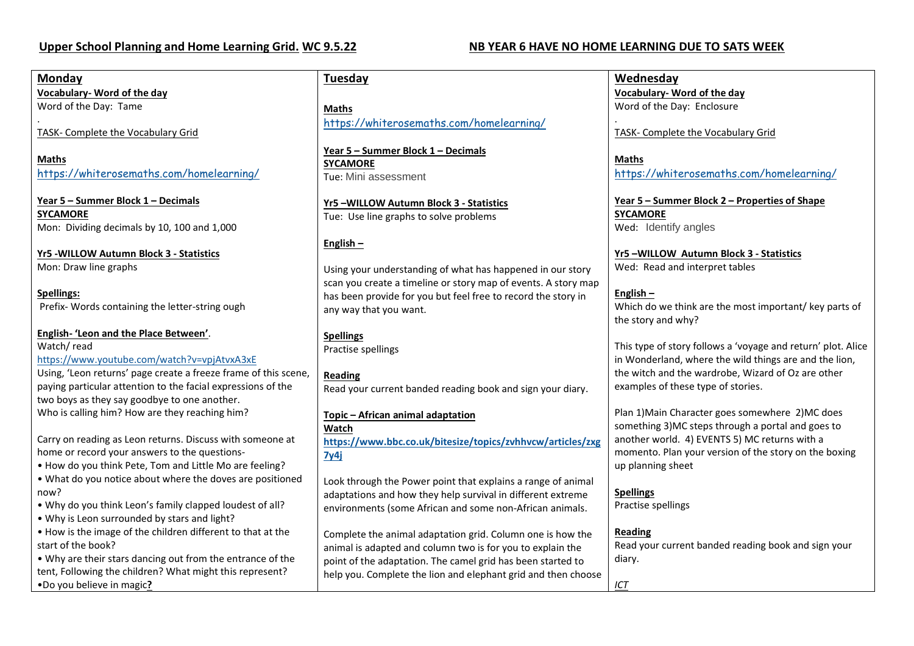**Upper School Planning and Home Learning Grid. WC 9.5.22** **NB YEAR 6 HAVE NO HOME LEARNING DUE TO SATS WEEK**

## Monday

**Vocabulary- Word of the day**
Word of the Day: Tame

.
TASK- Complete the Vocabulary Grid

**Maths**
https://whiterosemaths.com/homelearning/

**Year 5 – Summer Block 1 – Decimals**
**SYCAMORE**
Mon: Dividing decimals by 10, 100 and 1,000

**Yr5 -WILLOW Autumn Block 3 - Statistics**
Mon: Draw line graphs

**Spellings:**
Prefix- Words containing the letter-string ough

**English- 'Leon and the Place Between'**.
Watch/ read
https://www.youtube.com/watch?v=vpjAtvxA3xE
Using, 'Leon returns' page create a freeze frame of this scene, paying particular attention to the facial expressions of the two boys as they say goodbye to one another.
Who is calling him? How are they reaching him?

Carry on reading as Leon returns. Discuss with someone at home or record your answers to the questions-

- How do you think Pete, Tom and Little Mo are feeling?
- What do you notice about where the doves are positioned now?
- Why do you think Leon's family clapped loudest of all?
- Why is Leon surrounded by stars and light?
- How is the image of the children different to that at the start of the book?
- Why are their stars dancing out from the entrance of the tent, Following the children? What might this represent?
- Do you believe in magic**?**

## Tuesday

**Maths**
https://whiterosemaths.com/homelearning/

**Year 5 – Summer Block 1 – Decimals**
**SYCAMORE**
Tue: Mini assessment

**Yr5 –WILLOW Autumn Block 3 - Statistics**
Tue: Use line graphs to solve problems

**English –**

Using your understanding of what has happened in our story scan you create a timeline or story map of events. A story map has been provide for you but feel free to record the story in any way that you want.

**Spellings**
Practise spellings

**Reading**
Read your current banded reading book and sign your diary.

**Topic – African animal adaptation**
**Watch**
**https://www.bbc.co.uk/bitesize/topics/zvhhvcw/articles/zxg7y4j**

Look through the Power point that explains a range of animal adaptations and how they help survival in different extreme environments (some African and some non-African animals.

Complete the animal adaptation grid. Column one is how the animal is adapted and column two is for you to explain the point of the adaptation. The camel grid has been started to help you. Complete the lion and elephant grid and then choose

## Wednesday

**Vocabulary- Word of the day**
Word of the Day: Enclosure

.
TASK- Complete the Vocabulary Grid

**Maths**
https://whiterosemaths.com/homelearning/

**Year 5 – Summer Block 2 – Properties of Shape**
**SYCAMORE**
Wed: Identify angles

**Yr5 –WILLOW Autumn Block 3 - Statistics**
Wed: Read and interpret tables

**English –**
Which do we think are the most important/ key parts of the story and why?

This type of story follows a 'voyage and return' plot. Alice in Wonderland, where the wild things are and the lion, the witch and the wardrobe, Wizard of Oz are other examples of these type of stories.

Plan 1)Main Character goes somewhere 2)MC does something 3)MC steps through a portal and goes to another world. 4) EVENTS 5) MC returns with a momento. Plan your version of the story on the boxing up planning sheet

**Spellings**
Practise spellings

**Reading**
Read your current banded reading book and sign your diary.

*ICT*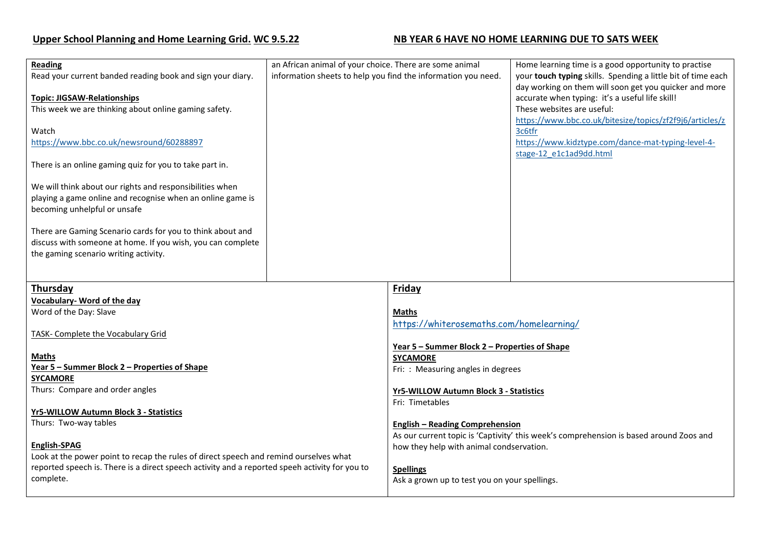## Upper School Planning and Home Learning Grid. WC 9.5.22

## NB YEAR 6 HAVE NO HOME LEARNING DUE TO SATS WEEK

| | | |
|---|---|---|
| **Reading**<br>Read your current banded reading book and sign your diary.<br><br>**Topic: JIGSAW-Relationships**<br>This week we are thinking about online gaming safety.<br><br>Watch<br>https://www.bbc.co.uk/newsround/60288897<br><br>There is an online gaming quiz for you to take part in.<br><br>We will think about our rights and responsibilities when playing a game online and recognise when an online game is becoming unhelpful or unsafe<br><br>There are Gaming Scenario cards for you to think about and discuss with someone at home. If you wish, you can complete the gaming scenario writing activity. | an African animal of your choice. There are some animal information sheets to help you find the information you need. | Home learning time is a good opportunity to practise your **touch typing** skills. Spending a little bit of time each day working on them will soon get you quicker and more accurate when typing: it's a useful life skill!<br>These websites are useful:<br>https://www.bbc.co.uk/bitesize/topics/zf2f9j6/articles/z3c6tfr<br>https://www.kidztype.com/dance-mat-typing-level-4-stage-12_e1c1ad9dd.html |

| Thursday | Friday |
|---|---|
| **Vocabulary- Word of the day**<br>Word of the Day: Slave<br><br>TASK- Complete the Vocabulary Grid<br><br>**Maths**<br>**Year 5 – Summer Block 2 – Properties of Shape**<br>**SYCAMORE**<br>Thurs: Compare and order angles<br><br>**Yr5-WILLOW Autumn Block 3 - Statistics**<br>Thurs: Two-way tables<br><br>**English-SPAG**<br>Look at the power point to recap the rules of direct speech and remind ourselves what reported speech is. There is a direct speech activity and a reported speeh activity for you to complete. | **Maths**<br>https://whiterosemaths.com/homelearning/<br><br>**Year 5 – Summer Block 2 – Properties of Shape**<br>**SYCAMORE**<br>Fri: : Measuring angles in degrees<br><br>**Yr5-WILLOW Autumn Block 3 - Statistics**<br>Fri: Timetables<br><br>**English – Reading Comprehension**<br>As our current topic is 'Captivity' this week's comprehension is based around Zoos and how they help with animal condservation.<br><br>**Spellings**<br>Ask a grown up to test you on your spellings. |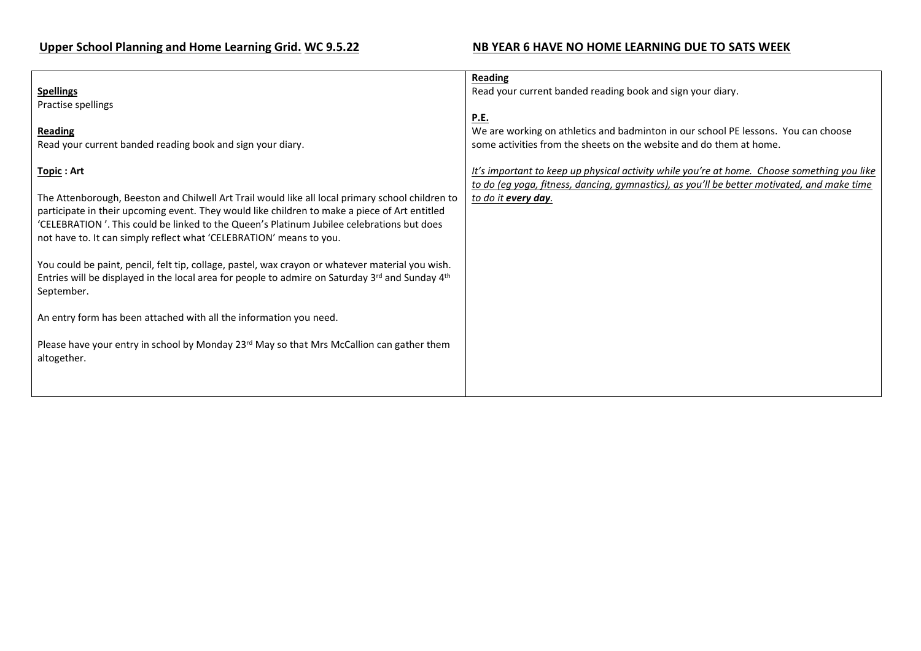**Upper School Planning and Home Learning Grid. WC 9.5.22**

**NB YEAR 6 HAVE NO HOME LEARNING DUE TO SATS WEEK**

| | |
|---|---|
| **Spellings**<br>Practise spellings<br><br>**Reading**<br>Read your current banded reading book and sign your diary.<br><br>**Topic : Art**<br><br>The Attenborough, Beeston and Chilwell Art Trail would like all local primary school children to participate in their upcoming event. They would like children to make a piece of Art entitled 'CELEBRATION '. This could be linked to the Queen's Platinum Jubilee celebrations but does not have to. It can simply reflect what 'CELEBRATION' means to you.<br><br>You could be paint, pencil, felt tip, collage, pastel, wax crayon or whatever material you wish. Entries will be displayed in the local area for people to admire on Saturday 3rd and Sunday 4th September.<br><br>An entry form has been attached with all the information you need.<br><br>Please have your entry in school by Monday 23rd May so that Mrs McCallion can gather them altogether. | **Reading**<br>Read your current banded reading book and sign your diary.<br><br>**P.E.**<br>We are working on athletics and badminton in our school PE lessons. You can choose some activities from the sheets on the website and do them at home.<br><br>*It's important to keep up physical activity while you're at home. Choose something you like to do (eg yoga, fitness, dancing, gymnastics), as you'll be better motivated, and make time to do it **every day**.* |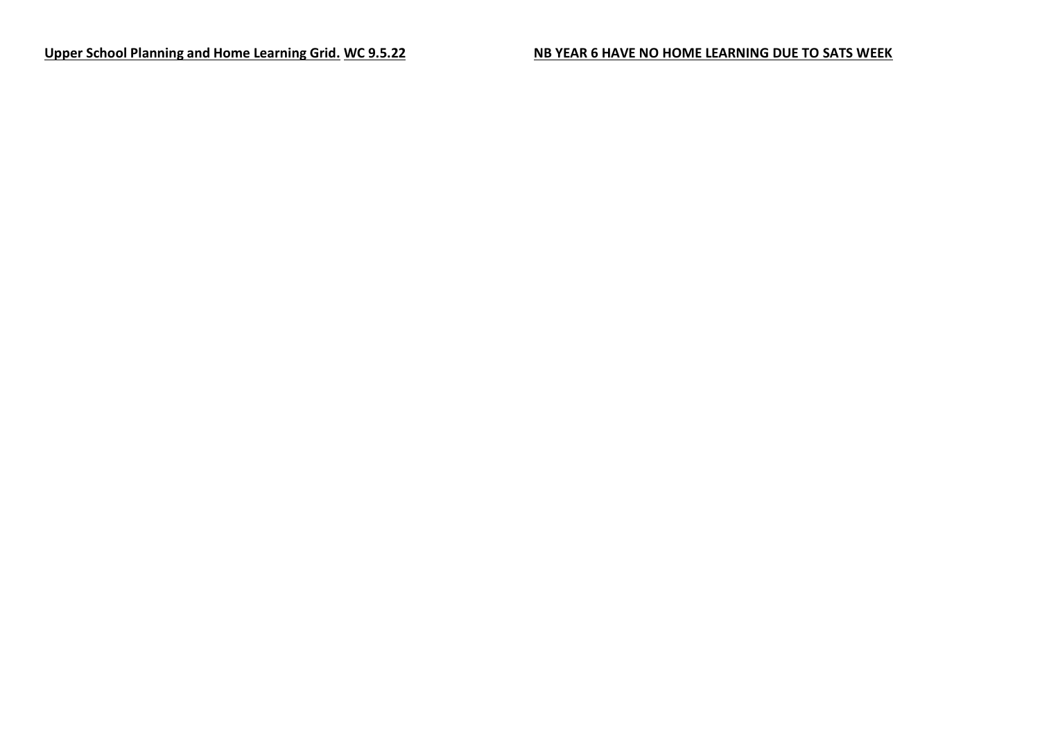**<u>Upper School Planning and Home Learning Grid.</u> <u>WC 9.5.22</u>**

**<u>NB YEAR 6 HAVE NO HOME LEARNING DUE TO SATS WEEK</u>**